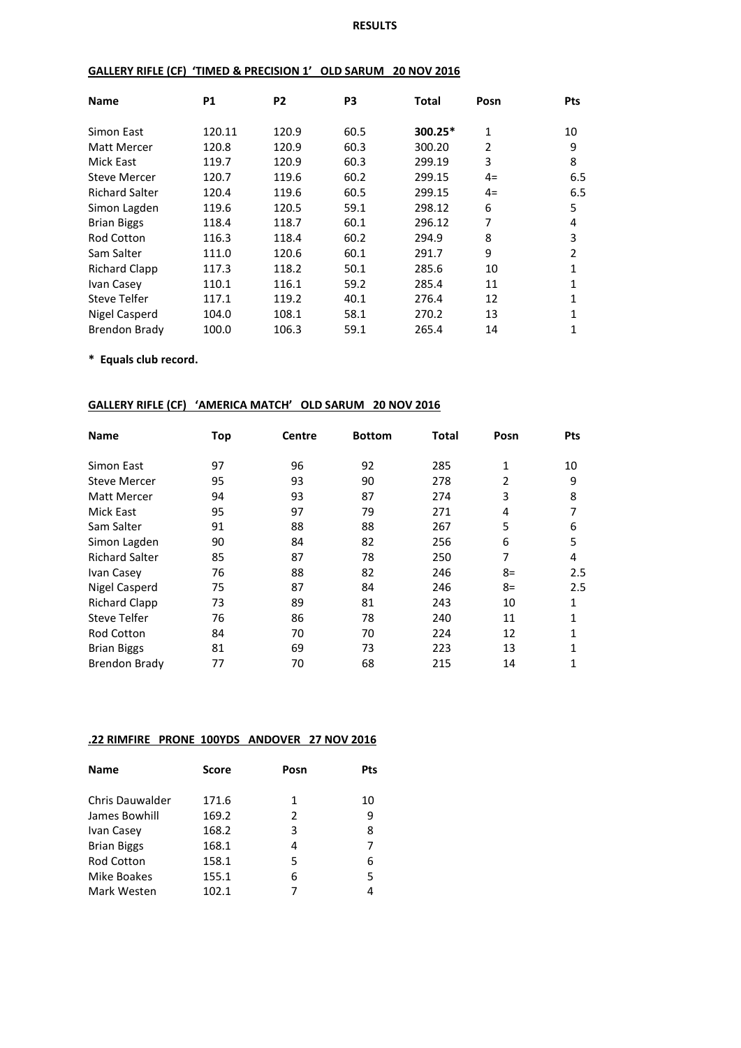# RESULTS

## GALLERY RIFLE (CF) 'TIMED & PRECISION 1' OLD SARUM 20 NOV 2016

| Name | P1 | P2 | P3 | Total | Posn | Pts |
|---|---|---|---|---|---|---|
| Simon East | 120.11 | 120.9 | 60.5 | **300.25*** | 1 | 10 |
| Matt Mercer | 120.8 | 120.9 | 60.3 | 300.20 | 2 | 9 |
| Mick East | 119.7 | 120.9 | 60.3 | 299.19 | 3 | 8 |
| Steve Mercer | 120.7 | 119.6 | 60.2 | 299.15 | 4= | 6.5 |
| Richard Salter | 120.4 | 119.6 | 60.5 | 299.15 | 4= | 6.5 |
| Simon Lagden | 119.6 | 120.5 | 59.1 | 298.12 | 6 | 5 |
| Brian Biggs | 118.4 | 118.7 | 60.1 | 296.12 | 7 | 4 |
| Rod Cotton | 116.3 | 118.4 | 60.2 | 294.9 | 8 | 3 |
| Sam Salter | 111.0 | 120.6 | 60.1 | 291.7 | 9 | 2 |
| Richard Clapp | 117.3 | 118.2 | 50.1 | 285.6 | 10 | 1 |
| Ivan Casey | 110.1 | 116.1 | 59.2 | 285.4 | 11 | 1 |
| Steve Telfer | 117.1 | 119.2 | 40.1 | 276.4 | 12 | 1 |
| Nigel Casperd | 104.0 | 108.1 | 58.1 | 270.2 | 13 | 1 |
| Brendon Brady | 100.0 | 106.3 | 59.1 | 265.4 | 14 | 1 |

**\* Equals club record.**

## GALLERY RIFLE (CF) 'AMERICA MATCH' OLD SARUM 20 NOV 2016

| Name | Top | Centre | Bottom | Total | Posn | Pts |
|---|---|---|---|---|---|---|
| Simon East | 97 | 96 | 92 | 285 | 1 | 10 |
| Steve Mercer | 95 | 93 | 90 | 278 | 2 | 9 |
| Matt Mercer | 94 | 93 | 87 | 274 | 3 | 8 |
| Mick East | 95 | 97 | 79 | 271 | 4 | 7 |
| Sam Salter | 91 | 88 | 88 | 267 | 5 | 6 |
| Simon Lagden | 90 | 84 | 82 | 256 | 6 | 5 |
| Richard Salter | 85 | 87 | 78 | 250 | 7 | 4 |
| Ivan Casey | 76 | 88 | 82 | 246 | 8= | 2.5 |
| Nigel Casperd | 75 | 87 | 84 | 246 | 8= | 2.5 |
| Richard Clapp | 73 | 89 | 81 | 243 | 10 | 1 |
| Steve Telfer | 76 | 86 | 78 | 240 | 11 | 1 |
| Rod Cotton | 84 | 70 | 70 | 224 | 12 | 1 |
| Brian Biggs | 81 | 69 | 73 | 223 | 13 | 1 |
| Brendon Brady | 77 | 70 | 68 | 215 | 14 | 1 |

## .22 RIMFIRE PRONE 100YDS ANDOVER 27 NOV 2016

| Name | Score | Posn | Pts |
|---|---|---|---|
| Chris Dauwalder | 171.6 | 1 | 10 |
| James Bowhill | 169.2 | 2 | 9 |
| Ivan Casey | 168.2 | 3 | 8 |
| Brian Biggs | 168.1 | 4 | 7 |
| Rod Cotton | 158.1 | 5 | 6 |
| Mike Boakes | 155.1 | 6 | 5 |
| Mark Westen | 102.1 | 7 | 4 |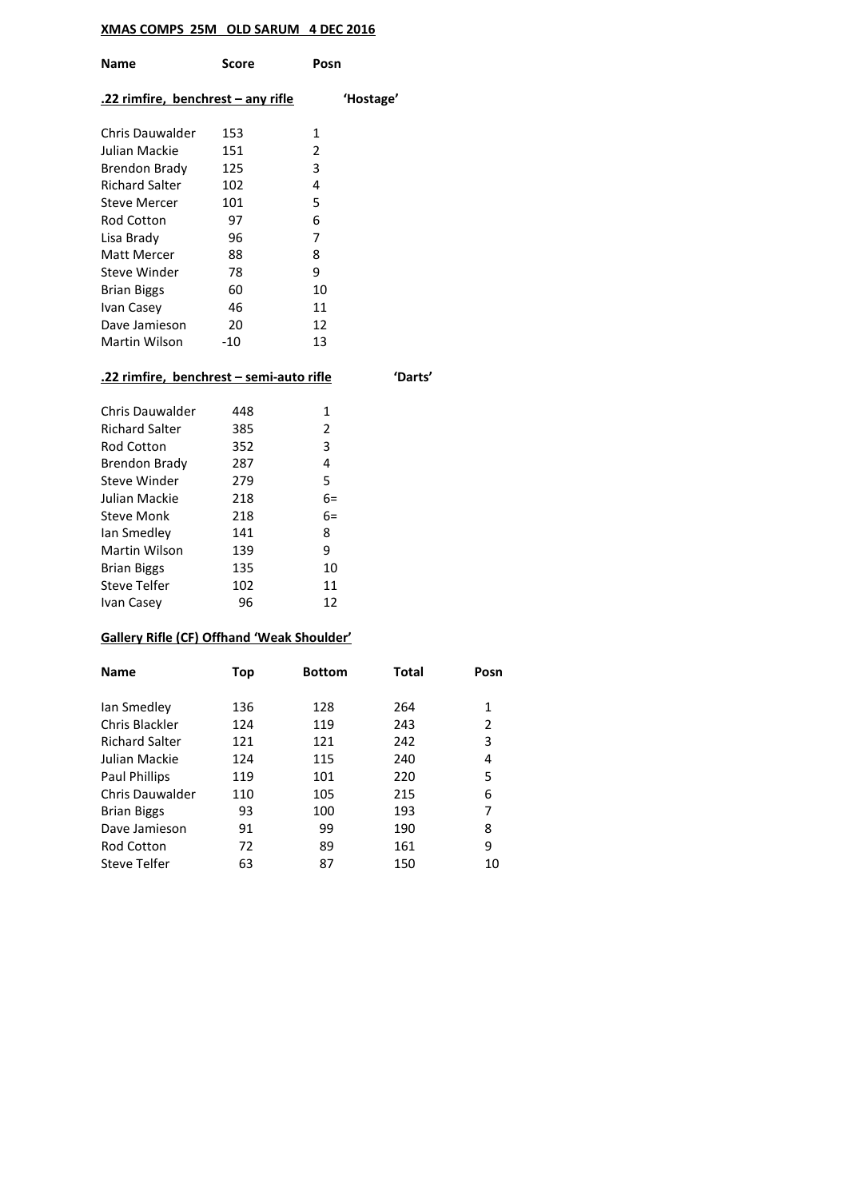**XMAS COMPS 25M OLD SARUM 4 DEC 2016**

## .22 rimfire, benchrest – any rifle 'Hostage'

| Name | Score | Posn |
|---|---|---|
| Chris Dauwalder | 153 | 1 |
| Julian Mackie | 151 | 2 |
| Brendon Brady | 125 | 3 |
| Richard Salter | 102 | 4 |
| Steve Mercer | 101 | 5 |
| Rod Cotton | 97 | 6 |
| Lisa Brady | 96 | 7 |
| Matt Mercer | 88 | 8 |
| Steve Winder | 78 | 9 |
| Brian Biggs | 60 | 10 |
| Ivan Casey | 46 | 11 |
| Dave Jamieson | 20 | 12 |
| Martin Wilson | -10 | 13 |

## .22 rimfire, benchrest – semi-auto rifle 'Darts'

| Name | Score | Posn |
|---|---|---|
| Chris Dauwalder | 448 | 1 |
| Richard Salter | 385 | 2 |
| Rod Cotton | 352 | 3 |
| Brendon Brady | 287 | 4 |
| Steve Winder | 279 | 5 |
| Julian Mackie | 218 | 6= |
| Steve Monk | 218 | 6= |
| Ian Smedley | 141 | 8 |
| Martin Wilson | 139 | 9 |
| Brian Biggs | 135 | 10 |
| Steve Telfer | 102 | 11 |
| Ivan Casey | 96 | 12 |

## Gallery Rifle (CF) Offhand 'Weak Shoulder'

| Name | Top | Bottom | Total | Posn |
|---|---|---|---|---|
| Ian Smedley | 136 | 128 | 264 | 1 |
| Chris Blackler | 124 | 119 | 243 | 2 |
| Richard Salter | 121 | 121 | 242 | 3 |
| Julian Mackie | 124 | 115 | 240 | 4 |
| Paul Phillips | 119 | 101 | 220 | 5 |
| Chris Dauwalder | 110 | 105 | 215 | 6 |
| Brian Biggs | 93 | 100 | 193 | 7 |
| Dave Jamieson | 91 | 99 | 190 | 8 |
| Rod Cotton | 72 | 89 | 161 | 9 |
| Steve Telfer | 63 | 87 | 150 | 10 |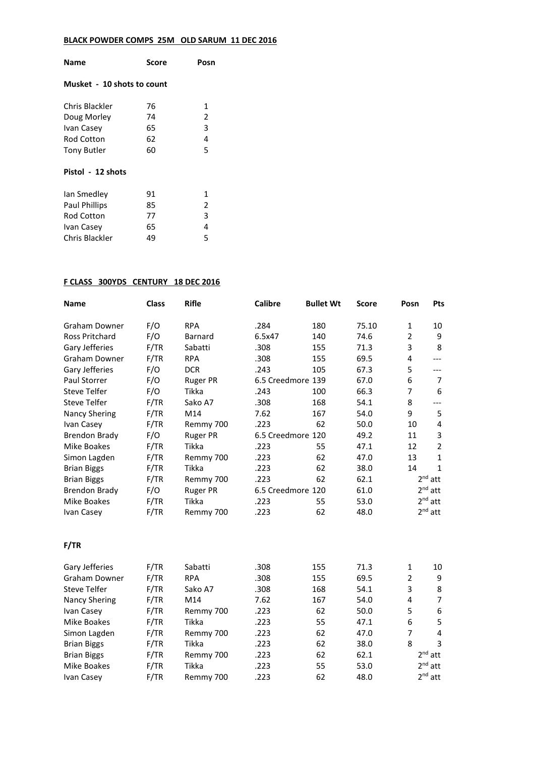**BLACK POWDER COMPS 25M OLD SARUM 11 DEC 2016**

| Name | Score | Posn |
|---|---|---|
| **Musket - 10 shots to count** | | |
| Chris Blackler | 76 | 1 |
| Doug Morley | 74 | 2 |
| Ivan Casey | 65 | 3 |
| Rod Cotton | 62 | 4 |
| Tony Butler | 60 | 5 |
| **Pistol - 12 shots** | | |
| Ian Smedley | 91 | 1 |
| Paul Phillips | 85 | 2 |
| Rod Cotton | 77 | 3 |
| Ivan Casey | 65 | 4 |
| Chris Blackler | 49 | 5 |

**F CLASS 300YDS CENTURY 18 DEC 2016**

| Name | Class | Rifle | Calibre | Bullet Wt | Score | Posn | Pts |
|---|---|---|---|---|---|---|---|
| Graham Downer | F/O | RPA | .284 | 180 | 75.10 | 1 | 10 |
| Ross Pritchard | F/O | Barnard | 6.5x47 | 140 | 74.6 | 2 | 9 |
| Gary Jefferies | F/TR | Sabatti | .308 | 155 | 71.3 | 3 | 8 |
| Graham Downer | F/TR | RPA | .308 | 155 | 69.5 | 4 | --- |
| Gary Jefferies | F/O | DCR | .243 | 105 | 67.3 | 5 | --- |
| Paul Storrer | F/O | Ruger PR | 6.5 Creedmore | 139 | 67.0 | 6 | 7 |
| Steve Telfer | F/O | Tikka | .243 | 100 | 66.3 | 7 | 6 |
| Steve Telfer | F/TR | Sako A7 | .308 | 168 | 54.1 | 8 | --- |
| Nancy Shering | F/TR | M14 | 7.62 | 167 | 54.0 | 9 | 5 |
| Ivan Casey | F/TR | Remmy 700 | .223 | 62 | 50.0 | 10 | 4 |
| Brendon Brady | F/O | Ruger PR | 6.5 Creedmore | 120 | 49.2 | 11 | 3 |
| Mike Boakes | F/TR | Tikka | .223 | 55 | 47.1 | 12 | 2 |
| Simon Lagden | F/TR | Remmy 700 | .223 | 62 | 47.0 | 13 | 1 |
| Brian Biggs | F/TR | Tikka | .223 | 62 | 38.0 | 14 | 1 |
| Brian Biggs | F/TR | Remmy 700 | .223 | 62 | 62.1 | 2nd att | |
| Brendon Brady | F/O | Ruger PR | 6.5 Creedmore | 120 | 61.0 | 2nd att | |
| Mike Boakes | F/TR | Tikka | .223 | 55 | 53.0 | 2nd att | |
| Ivan Casey | F/TR | Remmy 700 | .223 | 62 | 48.0 | 2nd att | |

**F/TR**

| Name | Class | Rifle | Calibre | Bullet Wt | Score | Posn | Pts |
|---|---|---|---|---|---|---|---|
| Gary Jefferies | F/TR | Sabatti | .308 | 155 | 71.3 | 1 | 10 |
| Graham Downer | F/TR | RPA | .308 | 155 | 69.5 | 2 | 9 |
| Steve Telfer | F/TR | Sako A7 | .308 | 168 | 54.1 | 3 | 8 |
| Nancy Shering | F/TR | M14 | 7.62 | 167 | 54.0 | 4 | 7 |
| Ivan Casey | F/TR | Remmy 700 | .223 | 62 | 50.0 | 5 | 6 |
| Mike Boakes | F/TR | Tikka | .223 | 55 | 47.1 | 6 | 5 |
| Simon Lagden | F/TR | Remmy 700 | .223 | 62 | 47.0 | 7 | 4 |
| Brian Biggs | F/TR | Tikka | .223 | 62 | 38.0 | 8 | 3 |
| Brian Biggs | F/TR | Remmy 700 | .223 | 62 | 62.1 | 2nd att | |
| Mike Boakes | F/TR | Tikka | .223 | 55 | 53.0 | 2nd att | |
| Ivan Casey | F/TR | Remmy 700 | .223 | 62 | 48.0 | 2nd att | |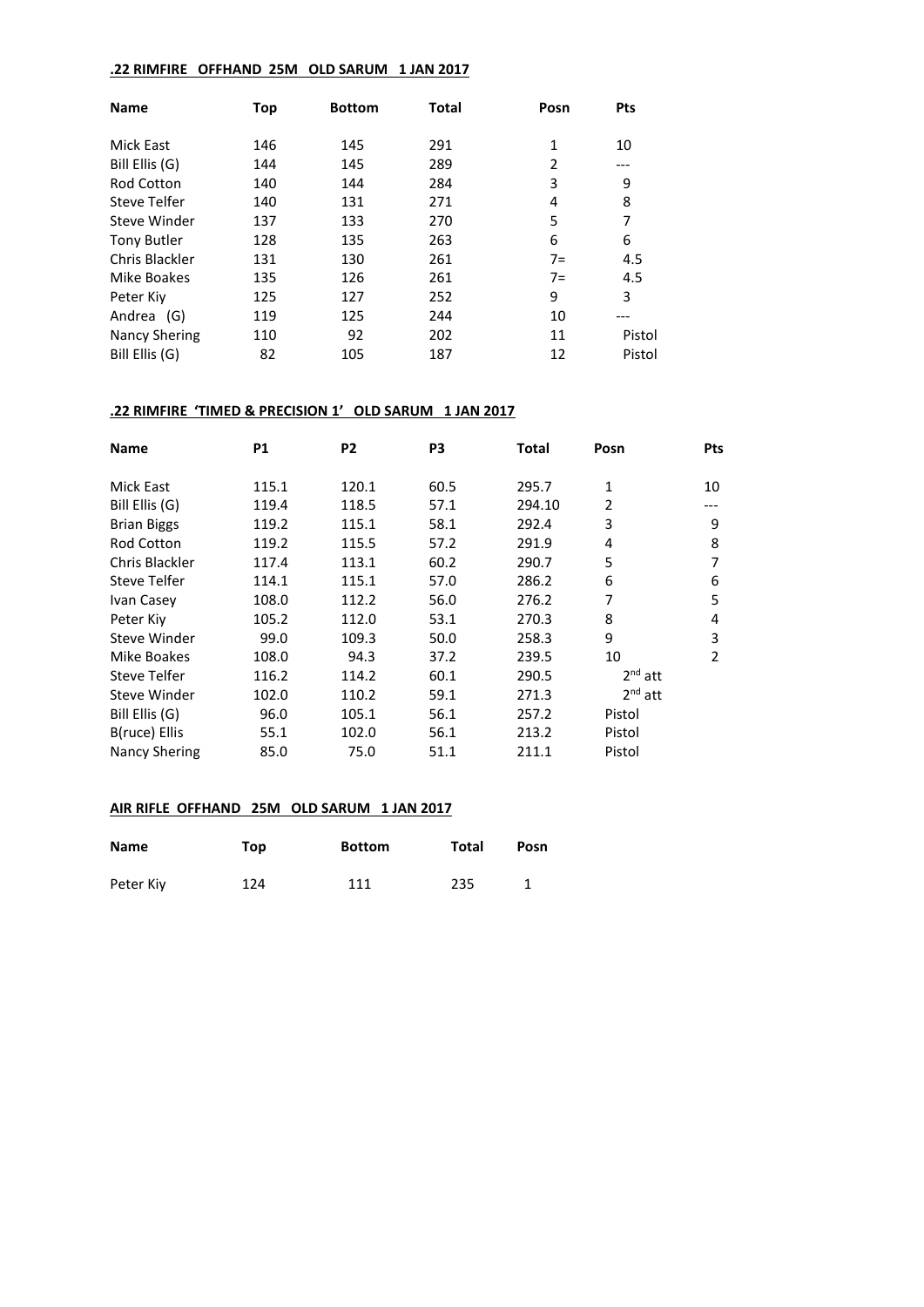**.22 RIMFIRE OFFHAND 25M OLD SARUM 1 JAN 2017**

| Name | Top | Bottom | Total | Posn | Pts |
|---|---|---|---|---|---|
| Mick East | 146 | 145 | 291 | 1 | 10 |
| Bill Ellis (G) | 144 | 145 | 289 | 2 | --- |
| Rod Cotton | 140 | 144 | 284 | 3 | 9 |
| Steve Telfer | 140 | 131 | 271 | 4 | 8 |
| Steve Winder | 137 | 133 | 270 | 5 | 7 |
| Tony Butler | 128 | 135 | 263 | 6 | 6 |
| Chris Blackler | 131 | 130 | 261 | 7= | 4.5 |
| Mike Boakes | 135 | 126 | 261 | 7= | 4.5 |
| Peter Kiy | 125 | 127 | 252 | 9 | 3 |
| Andrea (G) | 119 | 125 | 244 | 10 | --- |
| Nancy Shering | 110 | 92 | 202 | 11 | Pistol |
| Bill Ellis (G) | 82 | 105 | 187 | 12 | Pistol |

**.22 RIMFIRE 'TIMED & PRECISION 1' OLD SARUM 1 JAN 2017**

| Name | P1 | P2 | P3 | Total | Posn | Pts |
|---|---|---|---|---|---|---|
| Mick East | 115.1 | 120.1 | 60.5 | 295.7 | 1 | 10 |
| Bill Ellis (G) | 119.4 | 118.5 | 57.1 | 294.10 | 2 | --- |
| Brian Biggs | 119.2 | 115.1 | 58.1 | 292.4 | 3 | 9 |
| Rod Cotton | 119.2 | 115.5 | 57.2 | 291.9 | 4 | 8 |
| Chris Blackler | 117.4 | 113.1 | 60.2 | 290.7 | 5 | 7 |
| Steve Telfer | 114.1 | 115.1 | 57.0 | 286.2 | 6 | 6 |
| Ivan Casey | 108.0 | 112.2 | 56.0 | 276.2 | 7 | 5 |
| Peter Kiy | 105.2 | 112.0 | 53.1 | 270.3 | 8 | 4 |
| Steve Winder | 99.0 | 109.3 | 50.0 | 258.3 | 9 | 3 |
| Mike Boakes | 108.0 | 94.3 | 37.2 | 239.5 | 10 | 2 |
| Steve Telfer | 116.2 | 114.2 | 60.1 | 290.5 | 2nd att | |
| Steve Winder | 102.0 | 110.2 | 59.1 | 271.3 | 2nd att | |
| Bill Ellis (G) | 96.0 | 105.1 | 56.1 | 257.2 | Pistol | |
| B(ruce) Ellis | 55.1 | 102.0 | 56.1 | 213.2 | Pistol | |
| Nancy Shering | 85.0 | 75.0 | 51.1 | 211.1 | Pistol | |

**AIR RIFLE OFFHAND 25M OLD SARUM 1 JAN 2017**

| Name | Top | Bottom | Total | Posn |
|---|---|---|---|---|
| Peter Kiy | 124 | 111 | 235 | 1 |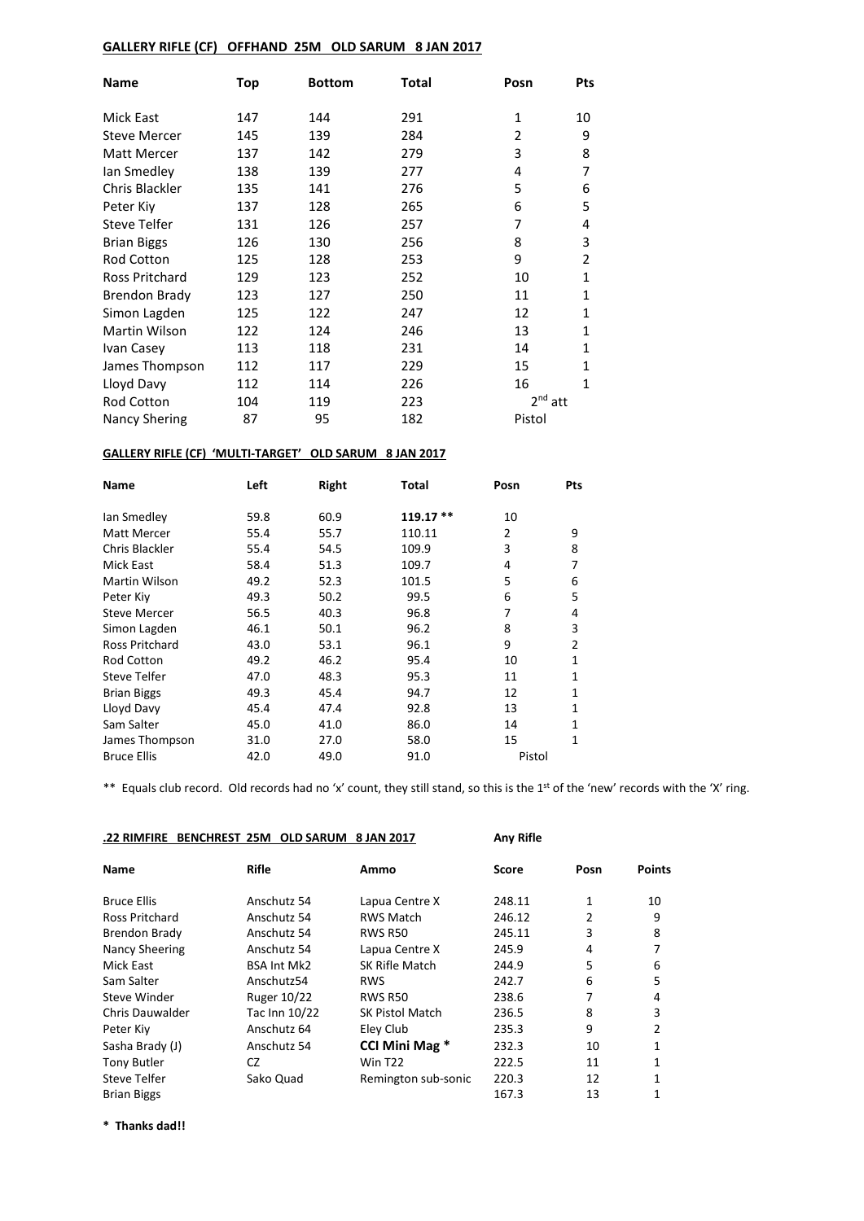**GALLERY RIFLE (CF) OFFHAND 25M OLD SARUM 8 JAN 2017**

| Name | Top | Bottom | Total | Posn | Pts |
|---|---|---|---|---|---|
| Mick East | 147 | 144 | 291 | 1 | 10 |
| Steve Mercer | 145 | 139 | 284 | 2 | 9 |
| Matt Mercer | 137 | 142 | 279 | 3 | 8 |
| Ian Smedley | 138 | 139 | 277 | 4 | 7 |
| Chris Blackler | 135 | 141 | 276 | 5 | 6 |
| Peter Kiy | 137 | 128 | 265 | 6 | 5 |
| Steve Telfer | 131 | 126 | 257 | 7 | 4 |
| Brian Biggs | 126 | 130 | 256 | 8 | 3 |
| Rod Cotton | 125 | 128 | 253 | 9 | 2 |
| Ross Pritchard | 129 | 123 | 252 | 10 | 1 |
| Brendon Brady | 123 | 127 | 250 | 11 | 1 |
| Simon Lagden | 125 | 122 | 247 | 12 | 1 |
| Martin Wilson | 122 | 124 | 246 | 13 | 1 |
| Ivan Casey | 113 | 118 | 231 | 14 | 1 |
| James Thompson | 112 | 117 | 229 | 15 | 1 |
| Lloyd Davy | 112 | 114 | 226 | 16 | 1 |
| Rod Cotton | 104 | 119 | 223 | 2nd att | |
| Nancy Shering | 87 | 95 | 182 | Pistol | |

**GALLERY RIFLE (CF) 'MULTI-TARGET' OLD SARUM 8 JAN 2017**

| Name | Left | Right | Total | Posn | Pts |
|---|---|---|---|---|---|
| Ian Smedley | 59.8 | 60.9 | **119.17 \*\*** | 10 | |
| Matt Mercer | 55.4 | 55.7 | 110.11 | 2 | 9 |
| Chris Blackler | 55.4 | 54.5 | 109.9 | 3 | 8 |
| Mick East | 58.4 | 51.3 | 109.7 | 4 | 7 |
| Martin Wilson | 49.2 | 52.3 | 101.5 | 5 | 6 |
| Peter Kiy | 49.3 | 50.2 | 99.5 | 6 | 5 |
| Steve Mercer | 56.5 | 40.3 | 96.8 | 7 | 4 |
| Simon Lagden | 46.1 | 50.1 | 96.2 | 8 | 3 |
| Ross Pritchard | 43.0 | 53.1 | 96.1 | 9 | 2 |
| Rod Cotton | 49.2 | 46.2 | 95.4 | 10 | 1 |
| Steve Telfer | 47.0 | 48.3 | 95.3 | 11 | 1 |
| Brian Biggs | 49.3 | 45.4 | 94.7 | 12 | 1 |
| Lloyd Davy | 45.4 | 47.4 | 92.8 | 13 | 1 |
| Sam Salter | 45.0 | 41.0 | 86.0 | 14 | 1 |
| James Thompson | 31.0 | 27.0 | 58.0 | 15 | 1 |
| Bruce Ellis | 42.0 | 49.0 | 91.0 | Pistol | |

** Equals club record. Old records had no 'x' count, they still stand, so this is the 1st of the 'new' records with the 'X' ring.

**.22 RIMFIRE BENCHREST 25M OLD SARUM 8 JAN 2017** **Any Rifle**

| Name | Rifle | Ammo | Score | Posn | Points |
|---|---|---|---|---|---|
| Bruce Ellis | Anschutz 54 | Lapua Centre X | 248.11 | 1 | 10 |
| Ross Pritchard | Anschutz 54 | RWS Match | 246.12 | 2 | 9 |
| Brendon Brady | Anschutz 54 | RWS R50 | 245.11 | 3 | 8 |
| Nancy Sheering | Anschutz 54 | Lapua Centre X | 245.9 | 4 | 7 |
| Mick East | BSA Int Mk2 | SK Rifle Match | 244.9 | 5 | 6 |
| Sam Salter | Anschutz54 | RWS | 242.7 | 6 | 5 |
| Steve Winder | Ruger 10/22 | RWS R50 | 238.6 | 7 | 4 |
| Chris Dauwalder | Tac Inn 10/22 | SK Pistol Match | 236.5 | 8 | 3 |
| Peter Kiy | Anschutz 64 | Eley Club | 235.3 | 9 | 2 |
| Sasha Brady (J) | Anschutz 54 | **CCI Mini Mag \*** | 232.3 | 10 | 1 |
| Tony Butler | CZ | Win T22 | 222.5 | 11 | 1 |
| Steve Telfer | Sako Quad | Remington sub-sonic | 220.3 | 12 | 1 |
| Brian Biggs | | | 167.3 | 13 | 1 |

**\* Thanks dad!!**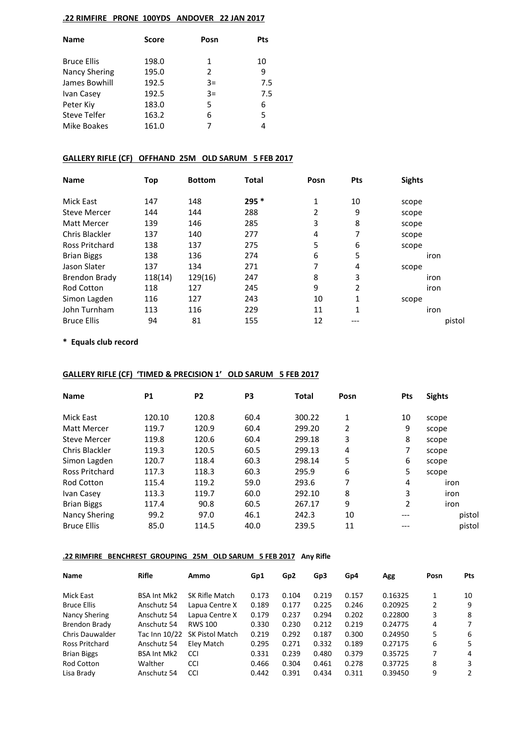**.22 RIMFIRE PRONE 100YDS ANDOVER 22 JAN 2017**

| Name | Score | Posn | Pts |
|---|---|---|---|
| Bruce Ellis | 198.0 | 1 | 10 |
| Nancy Shering | 195.0 | 2 | 9 |
| James Bowhill | 192.5 | 3= | 7.5 |
| Ivan Casey | 192.5 | 3= | 7.5 |
| Peter Kiy | 183.0 | 5 | 6 |
| Steve Telfer | 163.2 | 6 | 5 |
| Mike Boakes | 161.0 | 7 | 4 |

**GALLERY RIFLE (CF) OFFHAND 25M OLD SARUM 5 FEB 2017**

| Name | Top | Bottom | Total | Posn | Pts | Sights |
|---|---|---|---|---|---|---|
| Mick East | 147 | 148 | **295 *** | 1 | 10 | scope |
| Steve Mercer | 144 | 144 | 288 | 2 | 9 | scope |
| Matt Mercer | 139 | 146 | 285 | 3 | 8 | scope |
| Chris Blackler | 137 | 140 | 277 | 4 | 7 | scope |
| Ross Pritchard | 138 | 137 | 275 | 5 | 6 | scope |
| Brian Biggs | 138 | 136 | 274 | 6 | 5 | iron |
| Jason Slater | 137 | 134 | 271 | 7 | 4 | scope |
| Brendon Brady | 118(14) | 129(16) | 247 | 8 | 3 | iron |
| Rod Cotton | 118 | 127 | 245 | 9 | 2 | iron |
| Simon Lagden | 116 | 127 | 243 | 10 | 1 | scope |
| John Turnham | 113 | 116 | 229 | 11 | 1 | iron |
| Bruce Ellis | 94 | 81 | 155 | 12 | --- | pistol |

**\* Equals club record**

**GALLERY RIFLE (CF) 'TIMED & PRECISION 1' OLD SARUM 5 FEB 2017**

| Name | P1 | P2 | P3 | Total | Posn | Pts | Sights |
|---|---|---|---|---|---|---|---|
| Mick East | 120.10 | 120.8 | 60.4 | 300.22 | 1 | 10 | scope |
| Matt Mercer | 119.7 | 120.9 | 60.4 | 299.20 | 2 | 9 | scope |
| Steve Mercer | 119.8 | 120.6 | 60.4 | 299.18 | 3 | 8 | scope |
| Chris Blackler | 119.3 | 120.5 | 60.5 | 299.13 | 4 | 7 | scope |
| Simon Lagden | 120.7 | 118.4 | 60.3 | 298.14 | 5 | 6 | scope |
| Ross Pritchard | 117.3 | 118.3 | 60.3 | 295.9 | 6 | 5 | scope |
| Rod Cotton | 115.4 | 119.2 | 59.0 | 293.6 | 7 | 4 | iron |
| Ivan Casey | 113.3 | 119.7 | 60.0 | 292.10 | 8 | 3 | iron |
| Brian Biggs | 117.4 | 90.8 | 60.5 | 267.17 | 9 | 2 | iron |
| Nancy Shering | 99.2 | 97.0 | 46.1 | 242.3 | 10 | --- | pistol |
| Bruce Ellis | 85.0 | 114.5 | 40.0 | 239.5 | 11 | --- | pistol |

**.22 RIMFIRE BENCHREST GROUPING 25M OLD SARUM 5 FEB 2017 Any Rifle**

| Name | Rifle | Ammo | Gp1 | Gp2 | Gp3 | Gp4 | Agg | Posn | Pts |
|---|---|---|---|---|---|---|---|---|---|
| Mick East | BSA Int Mk2 | SK Rifle Match | 0.173 | 0.104 | 0.219 | 0.157 | 0.16325 | 1 | 10 |
| Bruce Ellis | Anschutz 54 | Lapua Centre X | 0.189 | 0.177 | 0.225 | 0.246 | 0.20925 | 2 | 9 |
| Nancy Shering | Anschutz 54 | Lapua Centre X | 0.179 | 0.237 | 0.294 | 0.202 | 0.22800 | 3 | 8 |
| Brendon Brady | Anschutz 54 | RWS 100 | 0.330 | 0.230 | 0.212 | 0.219 | 0.24775 | 4 | 7 |
| Chris Dauwalder | Tac Inn 10/22 | SK Pistol Match | 0.219 | 0.292 | 0.187 | 0.300 | 0.24950 | 5 | 6 |
| Ross Pritchard | Anschutz 54 | Eley Match | 0.295 | 0.271 | 0.332 | 0.189 | 0.27175 | 6 | 5 |
| Brian Biggs | BSA Int Mk2 | CCI | 0.331 | 0.239 | 0.480 | 0.379 | 0.35725 | 7 | 4 |
| Rod Cotton | Walther | CCI | 0.466 | 0.304 | 0.461 | 0.278 | 0.37725 | 8 | 3 |
| Lisa Brady | Anschutz 54 | CCI | 0.442 | 0.391 | 0.434 | 0.311 | 0.39450 | 9 | 2 |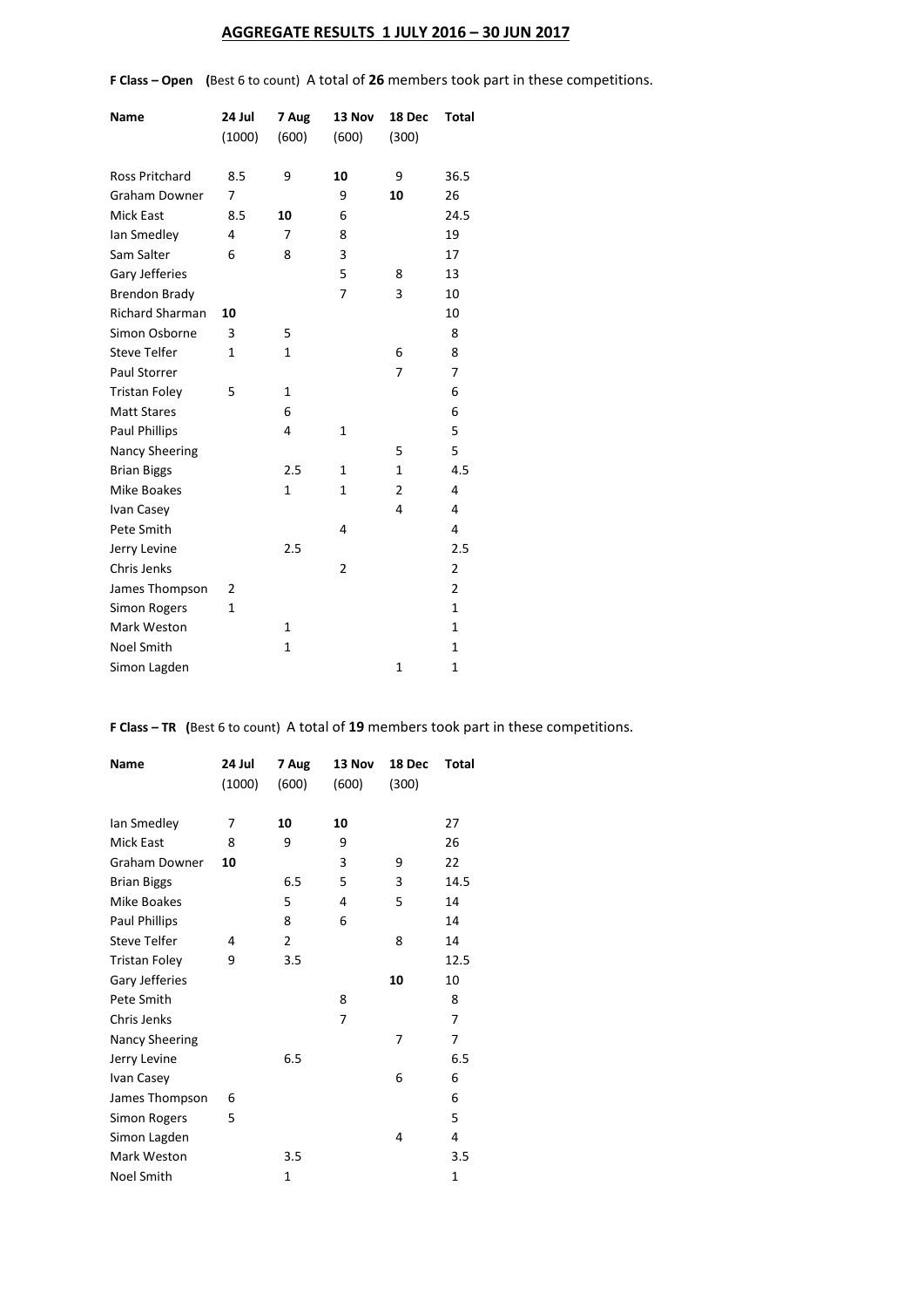# AGGREGATE RESULTS 1 JULY 2016 – 30 JUN 2017

**F Class – Open** **(**Best 6 to count) A total of **26** members took part in these competitions.

| Name | 24 Jul (1000) | 7 Aug (600) | 13 Nov (600) | 18 Dec (300) | Total |
|---|---|---|---|---|---|
| Ross Pritchard | 8.5 | 9 | **10** | 9 | 36.5 |
| Graham Downer | 7 | | 9 | **10** | 26 |
| Mick East | 8.5 | **10** | 6 | | 24.5 |
| Ian Smedley | 4 | 7 | 8 | | 19 |
| Sam Salter | 6 | 8 | 3 | | 17 |
| Gary Jefferies | | | 5 | 8 | 13 |
| Brendon Brady | | | 7 | 3 | 10 |
| Richard Sharman | **10** | | | | 10 |
| Simon Osborne | 3 | 5 | | | 8 |
| Steve Telfer | 1 | 1 | | 6 | 8 |
| Paul Storrer | | | | 7 | 7 |
| Tristan Foley | 5 | 1 | | | 6 |
| Matt Stares | | 6 | | | 6 |
| Paul Phillips | | 4 | 1 | | 5 |
| Nancy Sheering | | | | 5 | 5 |
| Brian Biggs | | 2.5 | 1 | 1 | 4.5 |
| Mike Boakes | | 1 | 1 | 2 | 4 |
| Ivan Casey | | | | 4 | 4 |
| Pete Smith | | | 4 | | 4 |
| Jerry Levine | | 2.5 | | | 2.5 |
| Chris Jenks | | | 2 | | 2 |
| James Thompson | 2 | | | | 2 |
| Simon Rogers | 1 | | | | 1 |
| Mark Weston | | 1 | | | 1 |
| Noel Smith | | 1 | | | 1 |
| Simon Lagden | | | | 1 | 1 |

**F Class – TR** **(**Best 6 to count) A total of **19** members took part in these competitions.

| Name | 24 Jul (1000) | 7 Aug (600) | 13 Nov (600) | 18 Dec (300) | Total |
|---|---|---|---|---|---|
| Ian Smedley | 7 | **10** | **10** | | 27 |
| Mick East | 8 | 9 | 9 | | 26 |
| Graham Downer | **10** | | 3 | 9 | 22 |
| Brian Biggs | | 6.5 | 5 | 3 | 14.5 |
| Mike Boakes | | 5 | 4 | 5 | 14 |
| Paul Phillips | | 8 | 6 | | 14 |
| Steve Telfer | 4 | 2 | | 8 | 14 |
| Tristan Foley | 9 | 3.5 | | | 12.5 |
| Gary Jefferies | | | | **10** | 10 |
| Pete Smith | | | 8 | | 8 |
| Chris Jenks | | | 7 | | 7 |
| Nancy Sheering | | | | 7 | 7 |
| Jerry Levine | | 6.5 | | | 6.5 |
| Ivan Casey | | | | 6 | 6 |
| James Thompson | 6 | | | | 6 |
| Simon Rogers | 5 | | | | 5 |
| Simon Lagden | | | | 4 | 4 |
| Mark Weston | | 3.5 | | | 3.5 |
| Noel Smith | | 1 | | | 1 |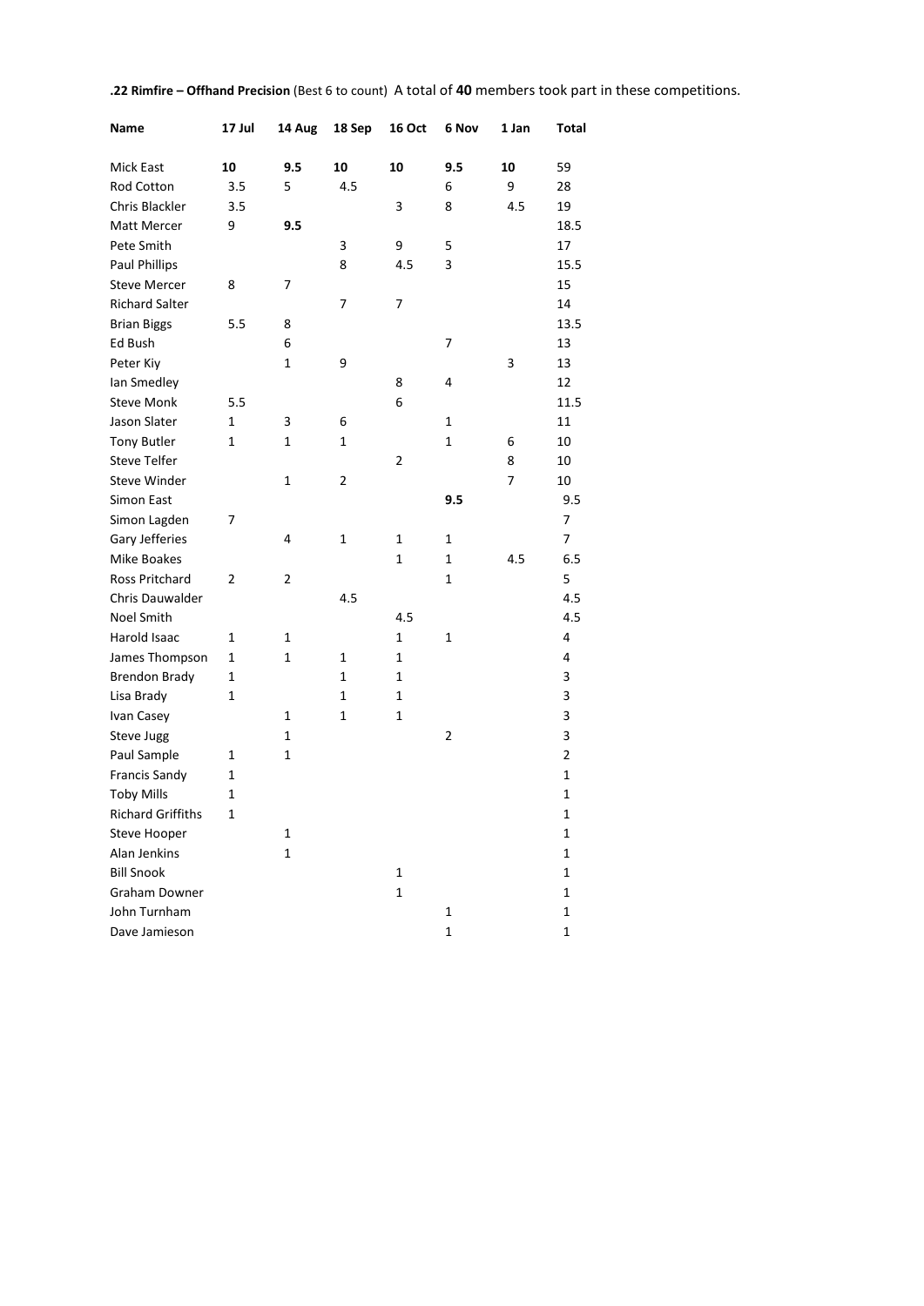**.22 Rimfire – Offhand Precision** (Best 6 to count) A total of **40** members took part in these competitions.

| Name | 17 Jul | 14 Aug | 18 Sep | 16 Oct | 6 Nov | 1 Jan | Total |
|---|---|---|---|---|---|---|---|
| Mick East | **10** | **9.5** | **10** | **10** | **9.5** | **10** | 59 |
| Rod Cotton | 3.5 | 5 | 4.5 | | 6 | 9 | 28 |
| Chris Blackler | 3.5 | | | 3 | 8 | 4.5 | 19 |
| Matt Mercer | 9 | **9.5** | | | | | 18.5 |
| Pete Smith | | | 3 | 9 | 5 | | 17 |
| Paul Phillips | | | 8 | 4.5 | 3 | | 15.5 |
| Steve Mercer | 8 | 7 | | | | | 15 |
| Richard Salter | | | 7 | 7 | | | 14 |
| Brian Biggs | 5.5 | 8 | | | | | 13.5 |
| Ed Bush | | 6 | | | 7 | | 13 |
| Peter Kiy | | 1 | 9 | | | 3 | 13 |
| Ian Smedley | | | | 8 | 4 | | 12 |
| Steve Monk | 5.5 | | | 6 | | | 11.5 |
| Jason Slater | 1 | 3 | 6 | | 1 | | 11 |
| Tony Butler | 1 | 1 | 1 | | 1 | 6 | 10 |
| Steve Telfer | | | | 2 | | 8 | 10 |
| Steve Winder | | 1 | 2 | | | 7 | 10 |
| Simon East | | | | | **9.5** | | 9.5 |
| Simon Lagden | 7 | | | | | | 7 |
| Gary Jefferies | | 4 | 1 | 1 | 1 | | 7 |
| Mike Boakes | | | | 1 | 1 | 4.5 | 6.5 |
| Ross Pritchard | 2 | 2 | | | 1 | | 5 |
| Chris Dauwalder | | | 4.5 | | | | 4.5 |
| Noel Smith | | | | 4.5 | | | 4.5 |
| Harold Isaac | 1 | 1 | | 1 | 1 | | 4 |
| James Thompson | 1 | 1 | 1 | 1 | | | 4 |
| Brendon Brady | 1 | | 1 | 1 | | | 3 |
| Lisa Brady | 1 | | 1 | 1 | | | 3 |
| Ivan Casey | | 1 | 1 | 1 | | | 3 |
| Steve Jugg | | 1 | | | 2 | | 3 |
| Paul Sample | 1 | 1 | | | | | 2 |
| Francis Sandy | 1 | | | | | | 1 |
| Toby Mills | 1 | | | | | | 1 |
| Richard Griffiths | 1 | | | | | | 1 |
| Steve Hooper | | 1 | | | | | 1 |
| Alan Jenkins | | 1 | | | | | 1 |
| Bill Snook | | | | 1 | | | 1 |
| Graham Downer | | | | 1 | | | 1 |
| John Turnham | | | | | 1 | | 1 |
| Dave Jamieson | | | | | 1 | | 1 |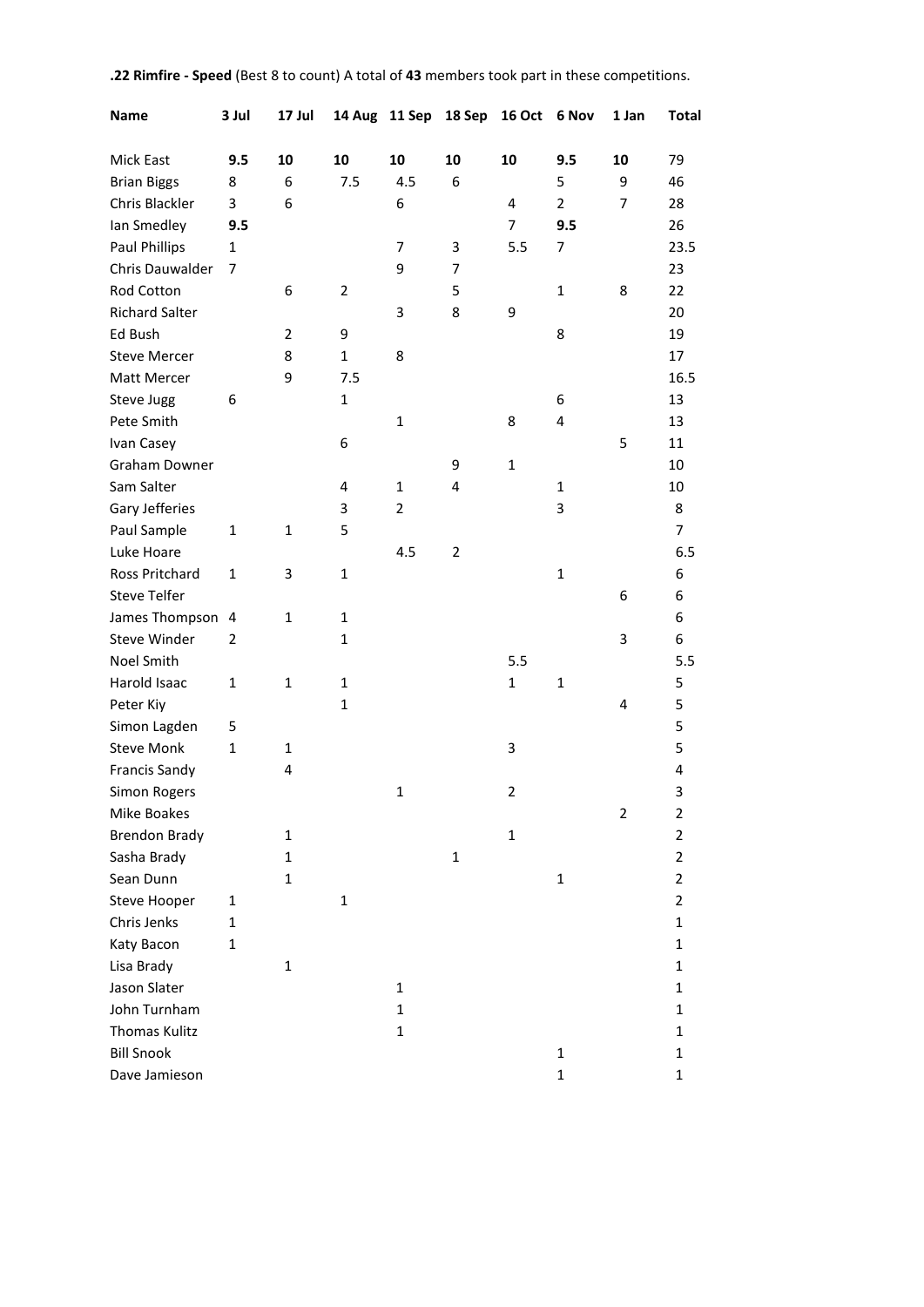**.22 Rimfire - Speed** (Best 8 to count) A total of **43** members took part in these competitions.

| Name | 3 Jul | 17 Jul | 14 Aug | 11 Sep | 18 Sep | 16 Oct | 6 Nov | 1 Jan | Total |
|---|---|---|---|---|---|---|---|---|---|
| Mick East | **9.5** | **10** | **10** | **10** | **10** | **10** | **9.5** | **10** | 79 |
| Brian Biggs | 8 | 6 | 7.5 | 4.5 | 6 | | 5 | 9 | 46 |
| Chris Blackler | 3 | 6 | | 6 | | 4 | 2 | 7 | 28 |
| Ian Smedley | **9.5** | | | | | 7 | **9.5** | | 26 |
| Paul Phillips | 1 | | | 7 | 3 | 5.5 | 7 | | 23.5 |
| Chris Dauwalder | 7 | | | 9 | 7 | | | | 23 |
| Rod Cotton | | 6 | 2 | | 5 | | 1 | 8 | 22 |
| Richard Salter | | | | 3 | 8 | 9 | | | 20 |
| Ed Bush | | 2 | 9 | | | | 8 | | 19 |
| Steve Mercer | | 8 | 1 | 8 | | | | | 17 |
| Matt Mercer | | 9 | 7.5 | | | | | | 16.5 |
| Steve Jugg | 6 | | 1 | | | | 6 | | 13 |
| Pete Smith | | | | 1 | | 8 | 4 | | 13 |
| Ivan Casey | | | 6 | | | | | 5 | 11 |
| Graham Downer | | | | | 9 | 1 | | | 10 |
| Sam Salter | | | 4 | 1 | 4 | | 1 | | 10 |
| Gary Jefferies | | | 3 | 2 | | | 3 | | 8 |
| Paul Sample | 1 | 1 | 5 | | | | | | 7 |
| Luke Hoare | | | | 4.5 | 2 | | | | 6.5 |
| Ross Pritchard | 1 | 3 | 1 | | | | 1 | | 6 |
| Steve Telfer | | | | | | | | 6 | 6 |
| James Thompson | 4 | 1 | 1 | | | | | | 6 |
| Steve Winder | 2 | | 1 | | | | | 3 | 6 |
| Noel Smith | | | | | | 5.5 | | | 5.5 |
| Harold Isaac | 1 | 1 | 1 | | | 1 | 1 | | 5 |
| Peter Kiy | | | 1 | | | | | 4 | 5 |
| Simon Lagden | 5 | | | | | | | | 5 |
| Steve Monk | 1 | 1 | | | | 3 | | | 5 |
| Francis Sandy | | 4 | | | | | | | 4 |
| Simon Rogers | | | | 1 | | 2 | | | 3 |
| Mike Boakes | | | | | | | | 2 | 2 |
| Brendon Brady | | 1 | | | | 1 | | | 2 |
| Sasha Brady | | 1 | | | 1 | | | | 2 |
| Sean Dunn | | 1 | | | | | 1 | | 2 |
| Steve Hooper | 1 | | 1 | | | | | | 2 |
| Chris Jenks | 1 | | | | | | | | 1 |
| Katy Bacon | 1 | | | | | | | | 1 |
| Lisa Brady | | 1 | | | | | | | 1 |
| Jason Slater | | | | 1 | | | | | 1 |
| John Turnham | | | | 1 | | | | | 1 |
| Thomas Kulitz | | | | 1 | | | | | 1 |
| Bill Snook | | | | | | | 1 | | 1 |
| Dave Jamieson | | | | | | | 1 | | 1 |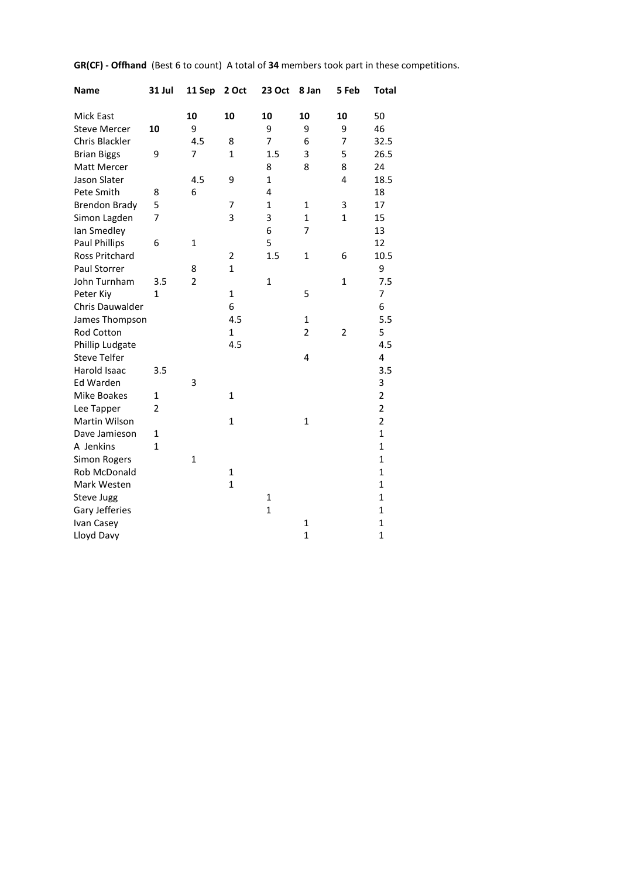**GR(CF) - Offhand** (Best 6 to count) A total of **34** members took part in these competitions.

| Name | 31 Jul | 11 Sep | 2 Oct | 23 Oct | 8 Jan | 5 Feb | Total |
|---|---|---|---|---|---|---|---|
| Mick East | | **10** | **10** | **10** | **10** | **10** | 50 |
| Steve Mercer | **10** | 9 | | 9 | 9 | 9 | 46 |
| Chris Blackler | | 4.5 | 8 | 7 | 6 | 7 | 32.5 |
| Brian Biggs | 9 | 7 | 1 | 1.5 | 3 | 5 | 26.5 |
| Matt Mercer | | | | 8 | 8 | 8 | 24 |
| Jason Slater | | 4.5 | 9 | 1 | | 4 | 18.5 |
| Pete Smith | 8 | 6 | | 4 | | | 18 |
| Brendon Brady | 5 | | 7 | 1 | 1 | 3 | 17 |
| Simon Lagden | 7 | | 3 | 3 | 1 | 1 | 15 |
| Ian Smedley | | | | 6 | 7 | | 13 |
| Paul Phillips | 6 | 1 | | 5 | | | 12 |
| Ross Pritchard | | | 2 | 1.5 | 1 | 6 | 10.5 |
| Paul Storrer | | 8 | 1 | | | | 9 |
| John Turnham | 3.5 | 2 | | 1 | | 1 | 7.5 |
| Peter Kiy | 1 | | 1 | | 5 | | 7 |
| Chris Dauwalder | | | 6 | | | | 6 |
| James Thompson | | | 4.5 | | 1 | | 5.5 |
| Rod Cotton | | | 1 | | 2 | 2 | 5 |
| Phillip Ludgate | | | 4.5 | | | | 4.5 |
| Steve Telfer | | | | | 4 | | 4 |
| Harold Isaac | 3.5 | | | | | | 3.5 |
| Ed Warden | | 3 | | | | | 3 |
| Mike Boakes | 1 | | 1 | | | | 2 |
| Lee Tapper | 2 | | | | | | 2 |
| Martin Wilson | | | 1 | | 1 | | 2 |
| Dave Jamieson | 1 | | | | | | 1 |
| A Jenkins | 1 | | | | | | 1 |
| Simon Rogers | | 1 | | | | | 1 |
| Rob McDonald | | | 1 | | | | 1 |
| Mark Westen | | | 1 | | | | 1 |
| Steve Jugg | | | | 1 | | | 1 |
| Gary Jefferies | | | | 1 | | | 1 |
| Ivan Casey | | | | | 1 | | 1 |
| Lloyd Davy | | | | | 1 | | 1 |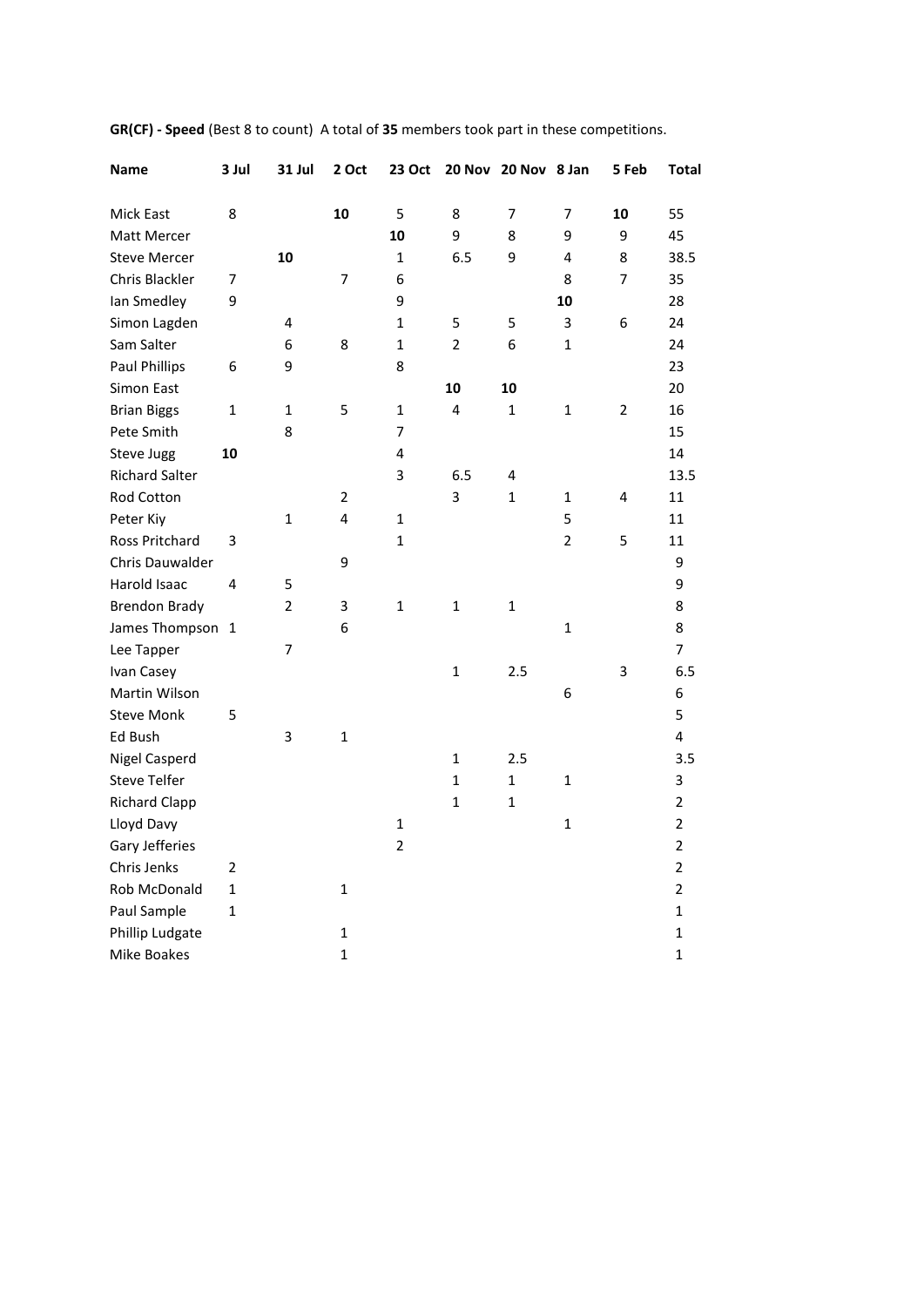**GR(CF) - Speed** (Best 8 to count) A total of **35** members took part in these competitions.

| Name | 3 Jul | 31 Jul | 2 Oct | 23 Oct | 20 Nov | 20 Nov | 8 Jan | 5 Feb | Total |
|---|---|---|---|---|---|---|---|---|---|
| Mick East | 8 | | **10** | 5 | 8 | 7 | 7 | **10** | 55 |
| Matt Mercer | | | | **10** | 9 | 8 | 9 | 9 | 45 |
| Steve Mercer | | **10** | | 1 | 6.5 | 9 | 4 | 8 | 38.5 |
| Chris Blackler | 7 | | 7 | 6 | | | 8 | 7 | 35 |
| Ian Smedley | 9 | | | 9 | | | **10** | | 28 |
| Simon Lagden | | 4 | | 1 | 5 | 5 | 3 | 6 | 24 |
| Sam Salter | | 6 | 8 | 1 | 2 | 6 | 1 | | 24 |
| Paul Phillips | 6 | 9 | | 8 | | | | | 23 |
| Simon East | | | | | **10** | **10** | | | 20 |
| Brian Biggs | 1 | 1 | 5 | 1 | 4 | 1 | 1 | 2 | 16 |
| Pete Smith | | 8 | | 7 | | | | | 15 |
| Steve Jugg | **10** | | | 4 | | | | | 14 |
| Richard Salter | | | | 3 | 6.5 | 4 | | | 13.5 |
| Rod Cotton | | | 2 | | 3 | 1 | 1 | 4 | 11 |
| Peter Kiy | | 1 | 4 | 1 | | | 5 | | 11 |
| Ross Pritchard | 3 | | | 1 | | | 2 | 5 | 11 |
| Chris Dauwalder | | | 9 | | | | | | 9 |
| Harold Isaac | 4 | 5 | | | | | | | 9 |
| Brendon Brady | | 2 | 3 | 1 | 1 | 1 | | | 8 |
| James Thompson | 1 | | 6 | | | | 1 | | 8 |
| Lee Tapper | | 7 | | | | | | | 7 |
| Ivan Casey | | | | | 1 | 2.5 | | 3 | 6.5 |
| Martin Wilson | | | | | | | 6 | | 6 |
| Steve Monk | 5 | | | | | | | | 5 |
| Ed Bush | | 3 | 1 | | | | | | 4 |
| Nigel Casperd | | | | | 1 | 2.5 | | | 3.5 |
| Steve Telfer | | | | | 1 | 1 | 1 | | 3 |
| Richard Clapp | | | | | 1 | 1 | | | 2 |
| Lloyd Davy | | | | 1 | | | 1 | | 2 |
| Gary Jefferies | | | | 2 | | | | | 2 |
| Chris Jenks | 2 | | | | | | | | 2 |
| Rob McDonald | 1 | | 1 | | | | | | 2 |
| Paul Sample | 1 | | | | | | | | 1 |
| Phillip Ludgate | | | 1 | | | | | | 1 |
| Mike Boakes | | | 1 | | | | | | 1 |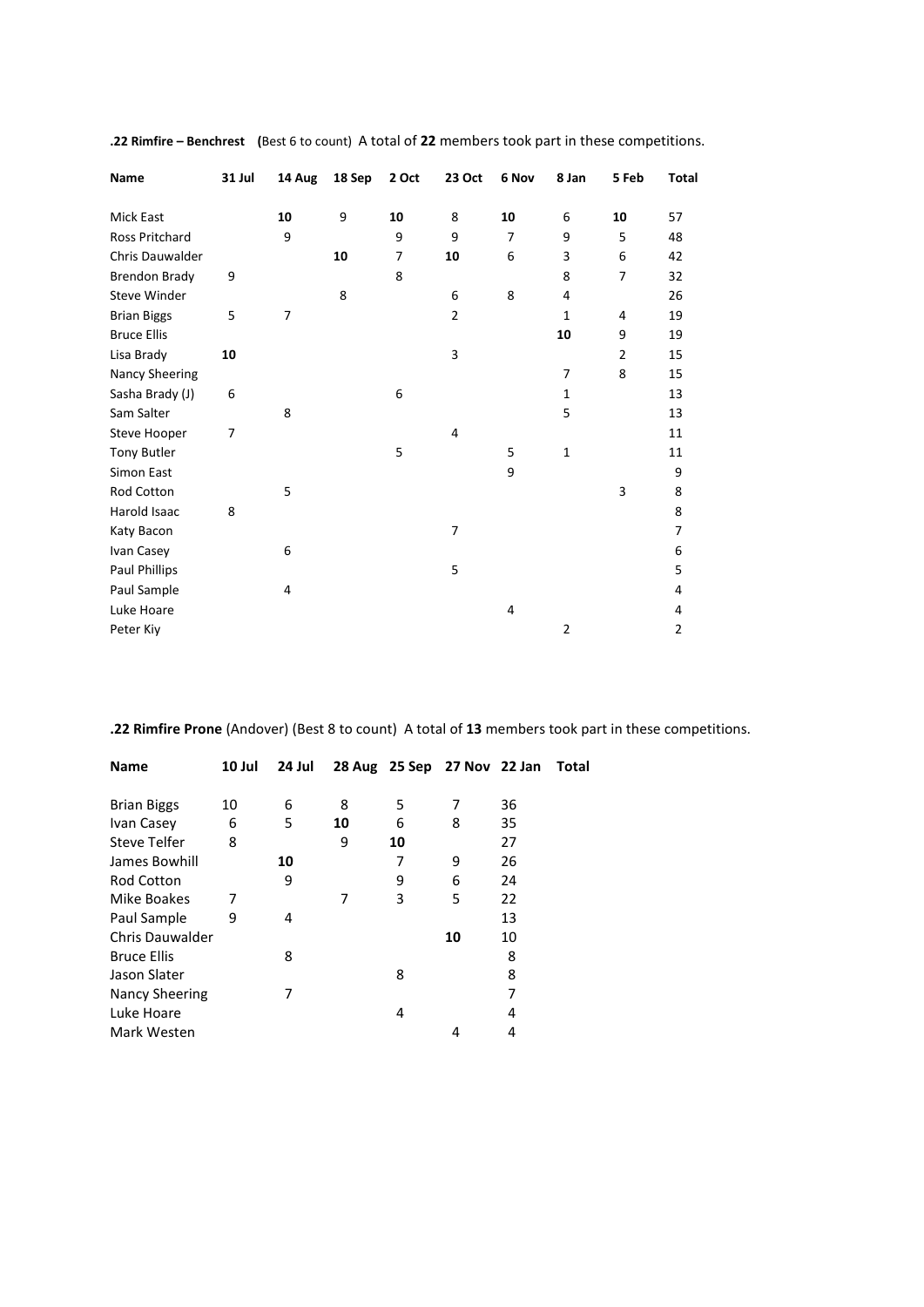**.22 Rimfire – Benchrest (**Best 6 to count) A total of **22** members took part in these competitions.

| Name | 31 Jul | 14 Aug | 18 Sep | 2 Oct | 23 Oct | 6 Nov | 8 Jan | 5 Feb | Total |
|---|---|---|---|---|---|---|---|---|---|
| Mick East | | **10** | 9 | **10** | 8 | **10** | 6 | **10** | 57 |
| Ross Pritchard | | 9 | | 9 | 9 | 7 | 9 | 5 | 48 |
| Chris Dauwalder | | | **10** | 7 | **10** | 6 | 3 | 6 | 42 |
| Brendon Brady | 9 | | | 8 | | | 8 | 7 | 32 |
| Steve Winder | | | 8 | | 6 | 8 | 4 | | 26 |
| Brian Biggs | 5 | 7 | | | 2 | | 1 | 4 | 19 |
| Bruce Ellis | | | | | | | **10** | 9 | 19 |
| Lisa Brady | **10** | | | | 3 | | | 2 | 15 |
| Nancy Sheering | | | | | | | 7 | 8 | 15 |
| Sasha Brady (J) | 6 | | | 6 | | | 1 | | 13 |
| Sam Salter | | 8 | | | | | 5 | | 13 |
| Steve Hooper | 7 | | | | 4 | | | | 11 |
| Tony Butler | | | | 5 | | 5 | 1 | | 11 |
| Simon East | | | | | | 9 | | | 9 |
| Rod Cotton | | 5 | | | | | | 3 | 8 |
| Harold Isaac | 8 | | | | | | | | 8 |
| Katy Bacon | | | | | 7 | | | | 7 |
| Ivan Casey | | 6 | | | | | | | 6 |
| Paul Phillips | | | | | 5 | | | | 5 |
| Paul Sample | | 4 | | | | | | | 4 |
| Luke Hoare | | | | | | 4 | | | 4 |
| Peter Kiy | | | | | | | 2 | | 2 |

**.22 Rimfire Prone** (Andover) (Best 8 to count) A total of **13** members took part in these competitions.

| Name | 10 Jul | 24 Jul | 28 Aug | 25 Sep | 27 Nov | 22 Jan | Total |
|---|---|---|---|---|---|---|---|
| Brian Biggs | 10 | 6 | 8 | 5 | 7 | 36 | |
| Ivan Casey | 6 | 5 | **10** | 6 | 8 | 35 | |
| Steve Telfer | 8 | | 9 | **10** | | 27 | |
| James Bowhill | | **10** | | 7 | 9 | 26 | |
| Rod Cotton | | 9 | | 9 | 6 | 24 | |
| Mike Boakes | 7 | | 7 | 3 | 5 | 22 | |
| Paul Sample | 9 | 4 | | | | 13 | |
| Chris Dauwalder | | | | | **10** | 10 | |
| Bruce Ellis | | 8 | | | | 8 | |
| Jason Slater | | | | 8 | | 8 | |
| Nancy Sheering | | 7 | | | | 7 | |
| Luke Hoare | | | | 4 | | 4 | |
| Mark Westen | | | | | 4 | 4 | |